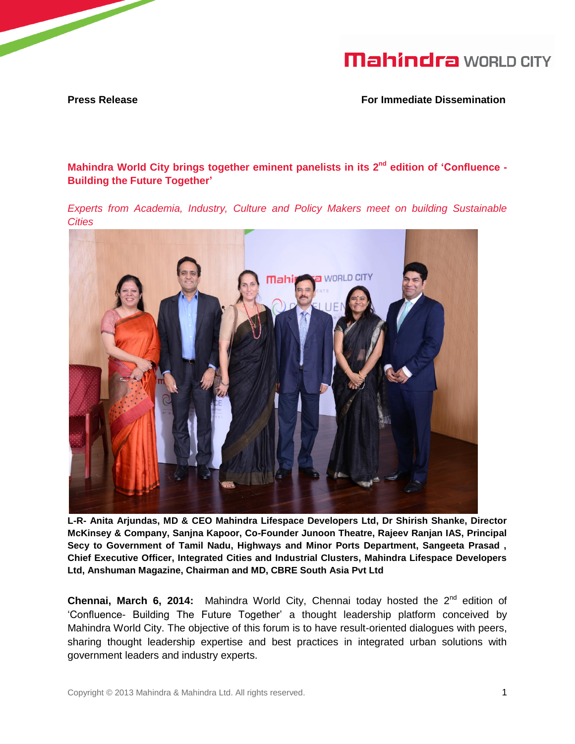**Press Release** **For Immediate Dissemination**

## Mahindra World City brings together eminent panelists in its 2nd edition of 'Confluence - Building the Future Together'

*Experts from Academia, Industry, Culture and Policy Makers meet on building Sustainable Cities*

**L-R- Anita Arjundas, MD & CEO Mahindra Lifespace Developers Ltd, Dr Shirish Shanke, Director McKinsey & Company, Sanjna Kapoor, Co-Founder Junoon Theatre, Rajeev Ranjan IAS, Principal Secy to Government of Tamil Nadu, Highways and Minor Ports Department, Sangeeta Prasad , Chief Executive Officer, Integrated Cities and Industrial Clusters, Mahindra Lifespace Developers Ltd, Anshuman Magazine, Chairman and MD, CBRE South Asia Pvt Ltd**

**Chennai, March 6, 2014:** Mahindra World City, Chennai today hosted the 2nd edition of 'Confluence- Building The Future Together' a thought leadership platform conceived by Mahindra World City. The objective of this forum is to have result-oriented dialogues with peers, sharing thought leadership expertise and best practices in integrated urban solutions with government leaders and industry experts.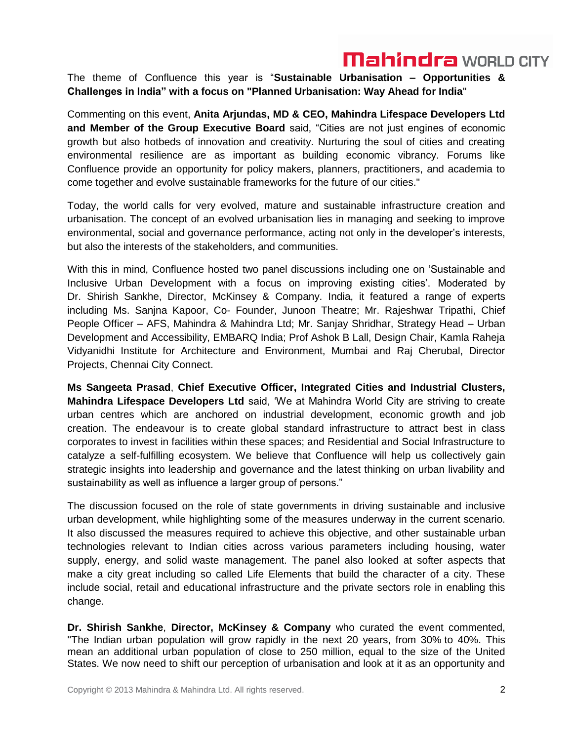The theme of Confluence this year is "**Sustainable Urbanisation – Opportunities & Challenges in India" with a focus on "Planned Urbanisation: Way Ahead for India**"

Commenting on this event, **Anita Arjundas, MD & CEO, Mahindra Lifespace Developers Ltd and Member of the Group Executive Board** said, "Cities are not just engines of economic growth but also hotbeds of innovation and creativity. Nurturing the soul of cities and creating environmental resilience are as important as building economic vibrancy. Forums like Confluence provide an opportunity for policy makers, planners, practitioners, and academia to come together and evolve sustainable frameworks for the future of our cities."

Today, the world calls for very evolved, mature and sustainable infrastructure creation and urbanisation. The concept of an evolved urbanisation lies in managing and seeking to improve environmental, social and governance performance, acting not only in the developer's interests, but also the interests of the stakeholders, and communities.

With this in mind, Confluence hosted two panel discussions including one on 'Sustainable and Inclusive Urban Development with a focus on improving existing cities'. Moderated by Dr. Shirish Sankhe, Director, McKinsey & Company. India, it featured a range of experts including Ms. Sanjna Kapoor, Co- Founder, Junoon Theatre; Mr. Rajeshwar Tripathi, Chief People Officer – AFS, Mahindra & Mahindra Ltd; Mr. Sanjay Shridhar, Strategy Head – Urban Development and Accessibility, EMBARQ India; Prof Ashok B Lall, Design Chair, Kamla Raheja Vidyanidhi Institute for Architecture and Environment, Mumbai and Raj Cherubal, Director Projects, Chennai City Connect.

**Ms Sangeeta Prasad**, **Chief Executive Officer, Integrated Cities and Industrial Clusters, Mahindra Lifespace Developers Ltd** said, 'We at Mahindra World City are striving to create urban centres which are anchored on industrial development, economic growth and job creation. The endeavour is to create global standard infrastructure to attract best in class corporates to invest in facilities within these spaces; and Residential and Social Infrastructure to catalyze a self-fulfilling ecosystem. We believe that Confluence will help us collectively gain strategic insights into leadership and governance and the latest thinking on urban livability and sustainability as well as influence a larger group of persons."

The discussion focused on the role of state governments in driving sustainable and inclusive urban development, while highlighting some of the measures underway in the current scenario. It also discussed the measures required to achieve this objective, and other sustainable urban technologies relevant to Indian cities across various parameters including housing, water supply, energy, and solid waste management. The panel also looked at softer aspects that make a city great including so called Life Elements that build the character of a city. These include social, retail and educational infrastructure and the private sectors role in enabling this change.

**Dr. Shirish Sankhe**, **Director, McKinsey & Company** who curated the event commented, "The Indian urban population will grow rapidly in the next 20 years, from 30% to 40%. This mean an additional urban population of close to 250 million, equal to the size of the United States. We now need to shift our perception of urbanisation and look at it as an opportunity and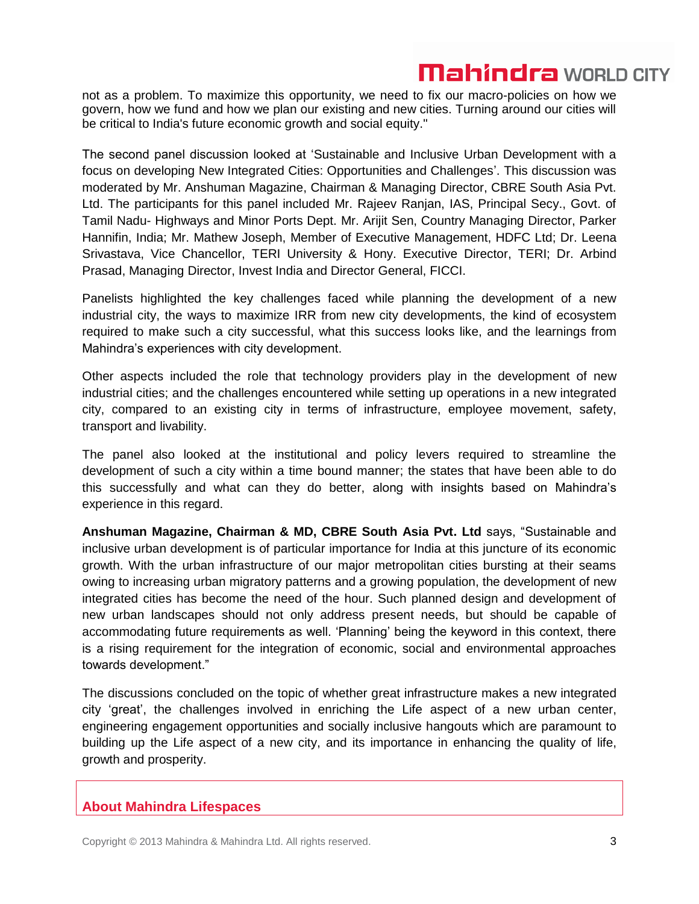not as a problem. To maximize this opportunity, we need to fix our macro-policies on how we govern, how we fund and how we plan our existing and new cities. Turning around our cities will be critical to India's future economic growth and social equity."

The second panel discussion looked at 'Sustainable and Inclusive Urban Development with a focus on developing New Integrated Cities: Opportunities and Challenges'. This discussion was moderated by Mr. Anshuman Magazine, Chairman & Managing Director, CBRE South Asia Pvt. Ltd. The participants for this panel included Mr. Rajeev Ranjan, IAS, Principal Secy., Govt. of Tamil Nadu- Highways and Minor Ports Dept. Mr. Arijit Sen, Country Managing Director, Parker Hannifin, India; Mr. Mathew Joseph, Member of Executive Management, HDFC Ltd; Dr. Leena Srivastava, Vice Chancellor, TERI University & Hony. Executive Director, TERI; Dr. Arbind Prasad, Managing Director, Invest India and Director General, FICCI.

Panelists highlighted the key challenges faced while planning the development of a new industrial city, the ways to maximize IRR from new city developments, the kind of ecosystem required to make such a city successful, what this success looks like, and the learnings from Mahindra's experiences with city development.

Other aspects included the role that technology providers play in the development of new industrial cities; and the challenges encountered while setting up operations in a new integrated city, compared to an existing city in terms of infrastructure, employee movement, safety, transport and livability.

The panel also looked at the institutional and policy levers required to streamline the development of such a city within a time bound manner; the states that have been able to do this successfully and what can they do better, along with insights based on Mahindra's experience in this regard.

**Anshuman Magazine, Chairman & MD, CBRE South Asia Pvt. Ltd** says, "Sustainable and inclusive urban development is of particular importance for India at this juncture of its economic growth. With the urban infrastructure of our major metropolitan cities bursting at their seams owing to increasing urban migratory patterns and a growing population, the development of new integrated cities has become the need of the hour. Such planned design and development of new urban landscapes should not only address present needs, but should be capable of accommodating future requirements as well. 'Planning' being the keyword in this context, there is a rising requirement for the integration of economic, social and environmental approaches towards development."

The discussions concluded on the topic of whether great infrastructure makes a new integrated city 'great', the challenges involved in enriching the Life aspect of a new urban center, engineering engagement opportunities and socially inclusive hangouts which are paramount to building up the Life aspect of a new city, and its importance in enhancing the quality of life, growth and prosperity.

## About Mahindra Lifespaces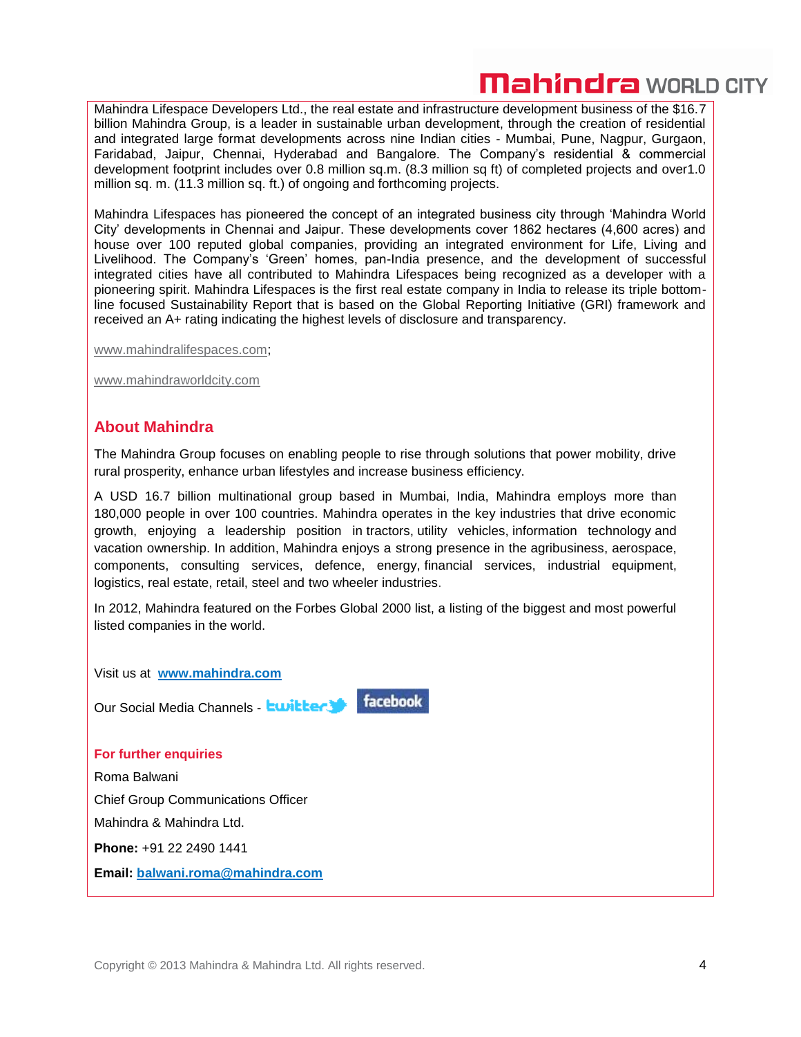Mahindra Lifespace Developers Ltd., the real estate and infrastructure development business of the $16.7 billion Mahindra Group, is a leader in sustainable urban development, through the creation of residential and integrated large format developments across nine Indian cities - Mumbai, Pune, Nagpur, Gurgaon, Faridabad, Jaipur, Chennai, Hyderabad and Bangalore. The Company's residential & commercial development footprint includes over 0.8 million sq.m. (8.3 million sq ft) of completed projects and over1.0 million sq. m. (11.3 million sq. ft.) of ongoing and forthcoming projects.

Mahindra Lifespaces has pioneered the concept of an integrated business city through 'Mahindra World City' developments in Chennai and Jaipur. These developments cover 1862 hectares (4,600 acres) and house over 100 reputed global companies, providing an integrated environment for Life, Living and Livelihood. The Company's 'Green' homes, pan-India presence, and the development of successful integrated cities have all contributed to Mahindra Lifespaces being recognized as a developer with a pioneering spirit. Mahindra Lifespaces is the first real estate company in India to release its triple bottom-line focused Sustainability Report that is based on the Global Reporting Initiative (GRI) framework and received an A+ rating indicating the highest levels of disclosure and transparency.

www.mahindralifespaces.com;

www.mahindraworldcity.com

## About Mahindra

The Mahindra Group focuses on enabling people to rise through solutions that power mobility, drive rural prosperity, enhance urban lifestyles and increase business efficiency.

A USD 16.7 billion multinational group based in Mumbai, India, Mahindra employs more than 180,000 people in over 100 countries. Mahindra operates in the key industries that drive economic growth, enjoying a leadership position in tractors, utility vehicles, information technology and vacation ownership. In addition, Mahindra enjoys a strong presence in the agribusiness, aerospace, components, consulting services, defence, energy, financial services, industrial equipment, logistics, real estate, retail, steel and two wheeler industries.

In 2012, Mahindra featured on the Forbes Global 2000 list, a listing of the biggest and most powerful listed companies in the world.

Visit us at **www.mahindra.com**

Our Social Media Channels - twitter facebook

**For further enquiries**

Roma Balwani

Chief Group Communications Officer

Mahindra & Mahindra Ltd.

**Phone:** +91 22 2490 1441

**Email:** **balwani.roma@mahindra.com**

Copyright © 2013 Mahindra & Mahindra Ltd. All rights reserved.